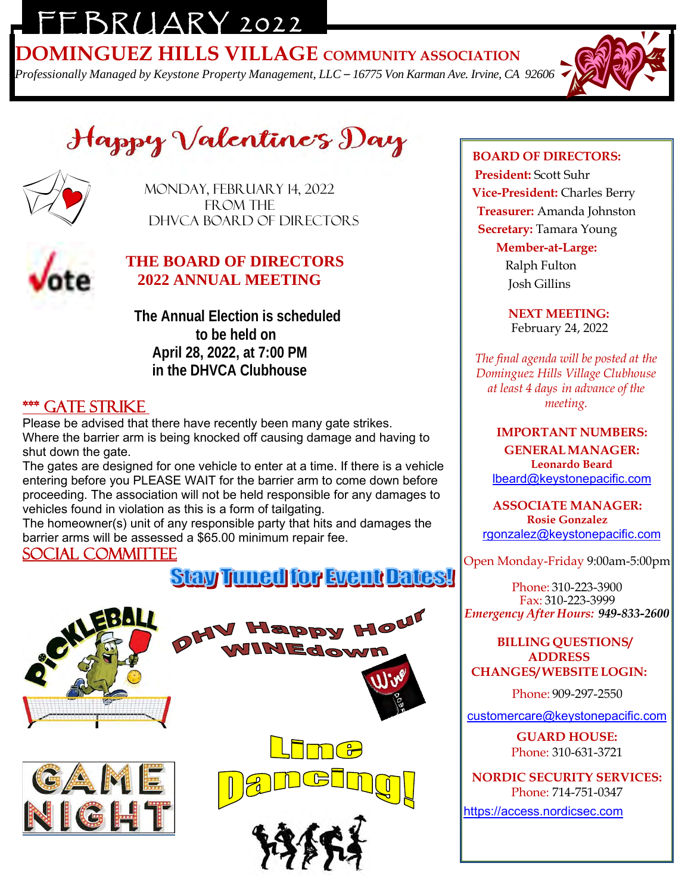# FEBRUARY 2022

## DOMINGUEZ HILLS VILLAGE COMMUNITY ASSOCIATION

*Professionally Managed by Keystone Property Management, LLC – 16775 Von Karman Ave. Irvine, CA 92606*

## Happy Valentine's Day

MONDAY, FEBRUARY 14, 2022
FROM THE
DHVCA BOARD OF DIRECTORS

### THE BOARD OF DIRECTORS 2022 ANNUAL MEETING

**The Annual Election is scheduled to be held on April 28, 2022, at 7:00 PM in the DHVCA Clubhouse**

### *** GATE STRIKE

Please be advised that there have recently been many gate strikes. Where the barrier arm is being knocked off causing damage and having to shut down the gate.

The gates are designed for one vehicle to enter at a time. If there is a vehicle entering before you PLEASE WAIT for the barrier arm to come down before proceeding. The association will not be held responsible for any damages to vehicles found in violation as this is a form of tailgating.

The homeowner(s) unit of any responsible party that hits and damages the barrier arms will be assessed a $65.00 minimum repair fee.

### SOCIAL COMMITTEE

**Stay Tuned for Event Dates!**

PICKLEBALL

DHV Happy Hour WINEdown

GAME NIGHT

Line Dancing!

---

**BOARD OF DIRECTORS:**

**President:** Scott Suhr
**Vice-President:** Charles Berry
**Treasurer:** Amanda Johnston
**Secretary:** Tamara Young
**Member-at-Large:**
Ralph Fulton
Josh Gillins

**NEXT MEETING:**
February 24, 2022

*The final agenda will be posted at the Dominguez Hills Village Clubhouse at least 4 days in advance of the meeting.*

**IMPORTANT NUMBERS:**

**GENERAL MANAGER:**
**Leonardo Beard**
lbeard@keystonepacific.com

**ASSOCIATE MANAGER:**
**Rosie Gonzalez**
rgonzalez@keystonepacific.com

Open Monday-Friday 9:00am-5:00pm

Phone: 310-223-3900
Fax: 310-223-3999
***Emergency After Hours: 949-833-2600***

**BILLING QUESTIONS/ ADDRESS CHANGES/WEBSITE LOGIN:**

Phone: 909-297-2550

customercare@keystonepacific.com

**GUARD HOUSE:**
Phone: 310-631-3721

**NORDIC SECURITY SERVICES:**
Phone: 714-751-0347

https://access.nordicsec.com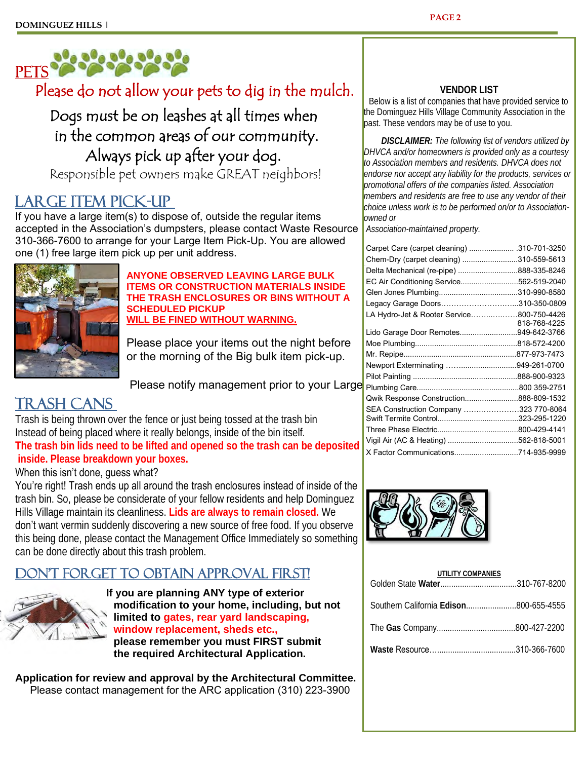## PETS

Please do not allow your pets to dig in the mulch.

Dogs must be on leashes at all times when in the common areas of our community. Always pick up after your dog.

Responsible pet owners make GREAT neighbors!

## LARGE ITEM PICK-UP

If you have a large item(s) to dispose of, outside the regular items accepted in the Association's dumpsters, please contact Waste Resource 310-366-7600 to arrange for your Large Item Pick-Up. You are allowed one (1) free large item pick up per unit address.

**ANYONE OBSERVED LEAVING LARGE BULK ITEMS OR CONSTRUCTION MATERIALS INSIDE THE TRASH ENCLOSURES OR BINS WITHOUT A SCHEDULED PICKUP**
**WILL BE FINED WITHOUT WARNING.**

Please place your items out the night before or the morning of the Big bulk item pick-up.

Please notify management prior to your Large

## TRASH CANS

Trash is being thrown over the fence or just being tossed at the trash bin Instead of being placed where it really belongs, inside of the bin itself. **The trash bin lids need to be lifted and opened so the trash can be deposited inside. Please breakdown your boxes.**

When this isn't done, guess what?

You're right! Trash ends up all around the trash enclosures instead of inside of the trash bin. So, please be considerate of your fellow residents and help Dominguez Hills Village maintain its cleanliness. **Lids are always to remain closed.** We don't want vermin suddenly discovering a new source of free food. If you observe this being done, please contact the Management Office Immediately so something can be done directly about this trash problem.

## DON'T FORGET TO OBTAIN APPROVAL FIRST!

**If you are planning ANY type of exterior modification to your home, including, but not limited to gates, rear yard landscaping, window replacement, sheds etc., please remember you must FIRST submit the required Architectural Application.**

**Application for review and approval by the Architectural Committee.**
Please contact management for the ARC application (310) 223-3900

## VENDOR LIST

Below is a list of companies that have provided service to the Dominguez Hills Village Community Association in the past. These vendors may be of use to you.

***DISCLAIMER:*** *The following list of vendors utilized by DHVCA and/or homeowners is provided only as a courtesy to Association members and residents. DHVCA does not endorse nor accept any liability for the products, services or promotional offers of the companies listed. Association members and residents are free to use any vendor of their choice unless work is to be performed on/or to Association-owned or Association-maintained property.*

| | |
|---|---|
| Carpet Care (carpet cleaning) | 310-701-3250 |
| Chem-Dry (carpet cleaning) | 310-559-5613 |
| Delta Mechanical (re-pipe) | 888-335-8246 |
| EC Air Conditioning Service | 562-519-2040 |
| Glen Jones Plumbing | 310-990-8580 |
| Legacy Garage Doors | 310-350-0809 |
| LA Hydro-Jet & Rooter Service | 800-750-4426<br>818-768-4225 |
| Lido Garage Door Remotes | 949-642-3766 |
| Moe Plumbing | 818-572-4200 |
| Mr. Repipe | 877-973-7473 |
| Newport Exterminating | 949-261-0700 |
| Pilot Painting | 888-900-9323 |
| Plumbing Care | 800 359-2751 |
| Qwik Response Construction | 888-809-1532 |
| SEA Construction Company | 323 770-8064 |
| Swift Termite Control | 323-295-1220 |
| Three Phase Electric | 800-429-4141 |
| Vigil Air (AC & Heating) | 562-818-5001 |
| X Factor Communications | 714-935-9999 |

### UTILITY COMPANIES

| | |
|---|---|
| Golden State **Water** | 310-767-8200 |
| Southern California **Edison** | 800-655-4555 |
| The **Gas** Company | 800-427-2200 |
| **Waste** Resource | 310-366-7600 |